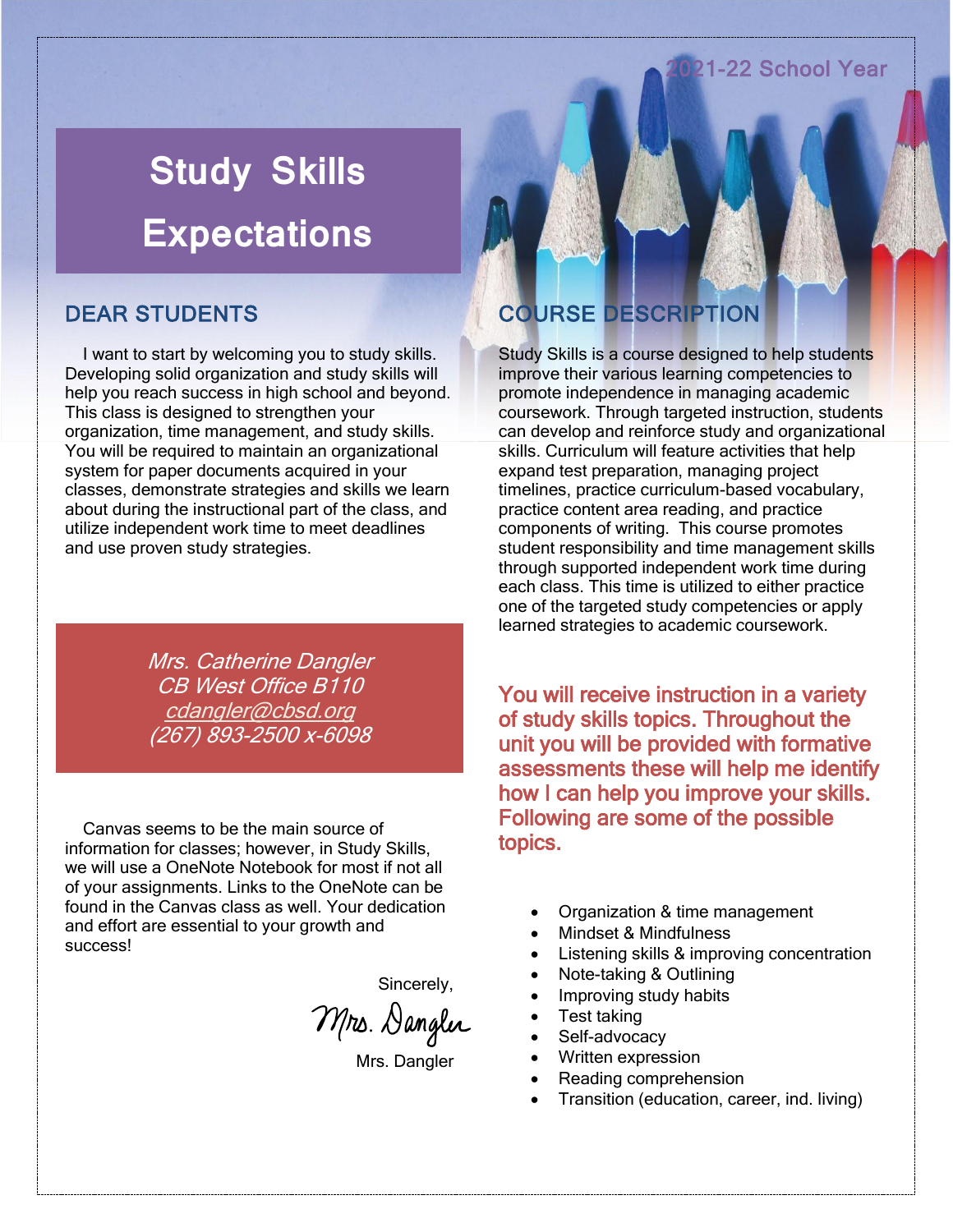2021-22 School Year

# Study Skills Expectations

## DEAR STUDENTS

I want to start by welcoming you to study skills. Developing solid organization and study skills will help you reach success in high school and beyond. This class is designed to strengthen your organization, time management, and study skills. You will be required to maintain an organizational system for paper documents acquired in your classes, demonstrate strategies and skills we learn about during the instructional part of the class, and utilize independent work time to meet deadlines and use proven study strategies.

*Mrs. Catherine Dangler*
*CB West Office B110*
*cdangler@cbsd.org*
*(267) 893-2500 x-6098*

Canvas seems to be the main source of information for classes; however, in Study Skills, we will use a OneNote Notebook for most if not all of your assignments. Links to the OneNote can be found in the Canvas class as well. Your dedication and effort are essential to your growth and success!

Sincerely,

Mrs. Dangler

Mrs. Dangler

## COURSE DESCRIPTION

Study Skills is a course designed to help students improve their various learning competencies to promote independence in managing academic coursework. Through targeted instruction, students can develop and reinforce study and organizational skills. Curriculum will feature activities that help expand test preparation, managing project timelines, practice curriculum-based vocabulary, practice content area reading, and practice components of writing. This course promotes student responsibility and time management skills through supported independent work time during each class. This time is utilized to either practice one of the targeted study competencies or apply learned strategies to academic coursework.

**You will receive instruction in a variety of study skills topics. Throughout the unit you will be provided with formative assessments these will help me identify how I can help you improve your skills. Following are some of the possible topics.**

- Organization & time management
- Mindset & Mindfulness
- Listening skills & improving concentration
- Note-taking & Outlining
- Improving study habits
- Test taking
- Self-advocacy
- Written expression
- Reading comprehension
- Transition (education, career, ind. living)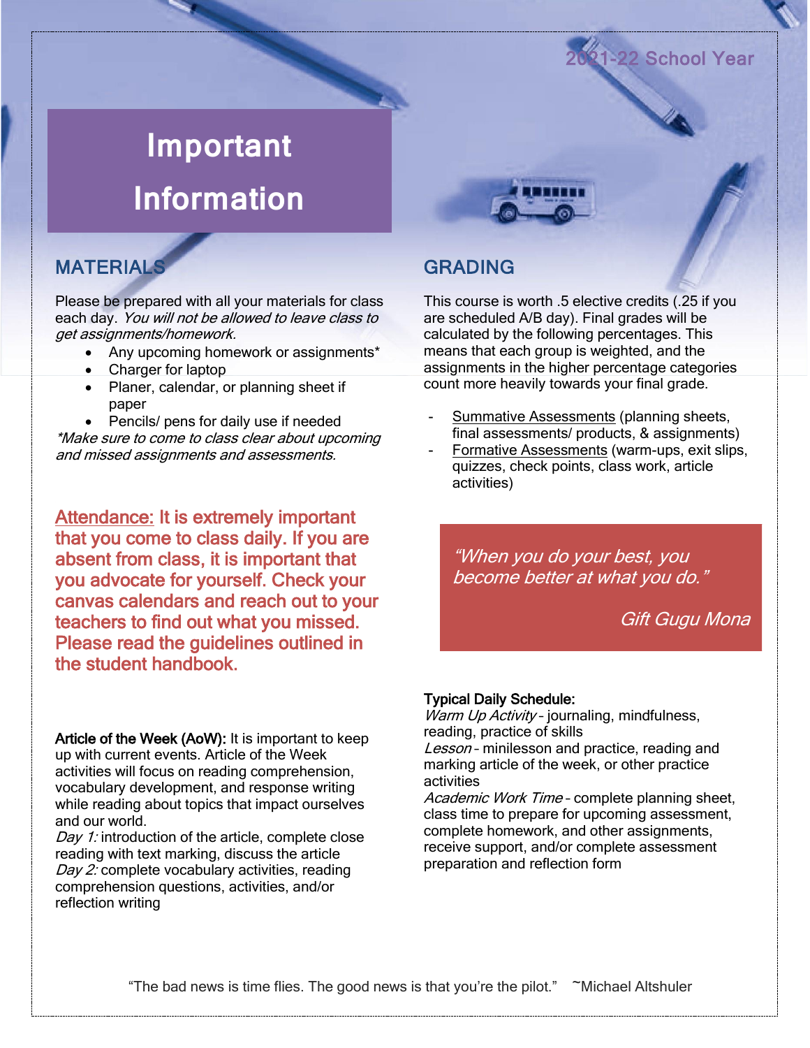2021-22 School Year

# Important Information

## MATERIALS

Please be prepared with all your materials for class each day. *You will not be allowed to leave class to get assignments/homework.*

- Any upcoming homework or assignments*
- Charger for laptop
- Planer, calendar, or planning sheet if paper
- Pencils/ pens for daily use if needed

**Make sure to come to class clear about upcoming and missed assignments and assessments.*

Attendance: It is extremely important that you come to class daily. If you are absent from class, it is important that you advocate for yourself. Check your canvas calendars and reach out to your teachers to find out what you missed. Please read the guidelines outlined in the student handbook.

**Article of the Week (AoW):** It is important to keep up with current events. Article of the Week activities will focus on reading comprehension, vocabulary development, and response writing while reading about topics that impact ourselves and our world.
*Day 1:* introduction of the article, complete close reading with text marking, discuss the article
*Day 2:* complete vocabulary activities, reading comprehension questions, activities, and/or reflection writing

## GRADING

This course is worth .5 elective credits (.25 if you are scheduled A/B day). Final grades will be calculated by the following percentages. This means that each group is weighted, and the assignments in the higher percentage categories count more heavily towards your final grade.

- Summative Assessments (planning sheets, final assessments/ products, & assignments)
- Formative Assessments (warm-ups, exit slips, quizzes, check points, class work, article activities)

*"When you do your best, you become better at what you do."*

*Gift Gugu Mona*

**Typical Daily Schedule:**
*Warm Up Activity* – journaling, mindfulness, reading, practice of skills
*Lesson* – minilesson and practice, reading and marking article of the week, or other practice activities
*Academic Work Time* – complete planning sheet, class time to prepare for upcoming assessment, complete homework, and other assignments, receive support, and/or complete assessment preparation and reflection form

"The bad news is time flies. The good news is that you're the pilot." ~Michael Altshuler